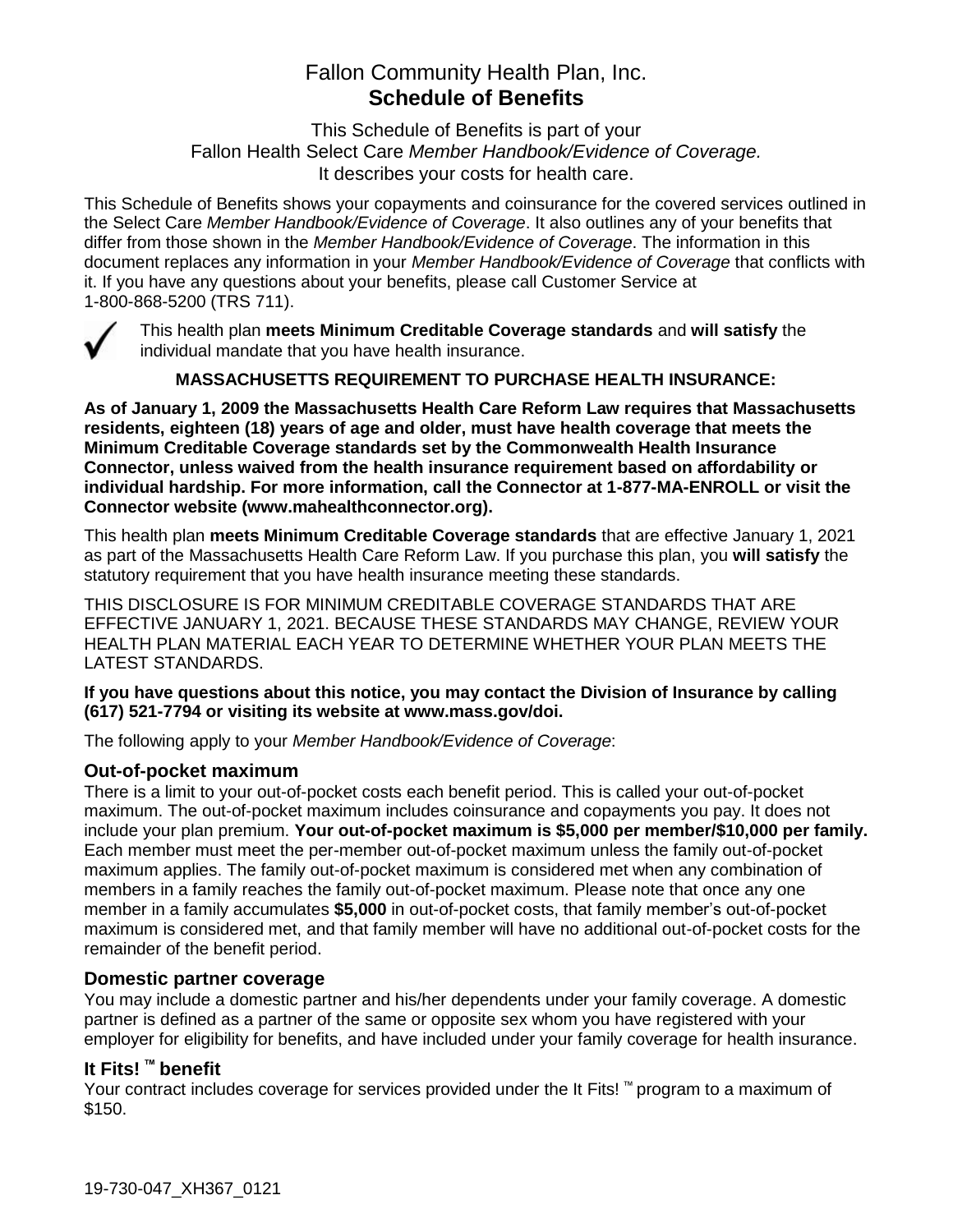# Fallon Community Health Plan, Inc.
# **Schedule of Benefits**

This Schedule of Benefits is part of your
Fallon Health Select Care *Member Handbook/Evidence of Coverage.*
It describes your costs for health care.

This Schedule of Benefits shows your copayments and coinsurance for the covered services outlined in the Select Care *Member Handbook/Evidence of Coverage*. It also outlines any of your benefits that differ from those shown in the *Member Handbook/Evidence of Coverage*. The information in this document replaces any information in your *Member Handbook/Evidence of Coverage* that conflicts with it. If you have any questions about your benefits, please call Customer Service at 1-800-868-5200 (TRS 711).

✓ This health plan **meets Minimum Creditable Coverage standards** and **will satisfy** the individual mandate that you have health insurance.

**MASSACHUSETTS REQUIREMENT TO PURCHASE HEALTH INSURANCE:**

**As of January 1, 2009 the Massachusetts Health Care Reform Law requires that Massachusetts residents, eighteen (18) years of age and older, must have health coverage that meets the Minimum Creditable Coverage standards set by the Commonwealth Health Insurance Connector, unless waived from the health insurance requirement based on affordability or individual hardship. For more information, call the Connector at 1-877-MA-ENROLL or visit the Connector website (www.mahealthconnector.org).**

This health plan **meets Minimum Creditable Coverage standards** that are effective January 1, 2021 as part of the Massachusetts Health Care Reform Law. If you purchase this plan, you **will satisfy** the statutory requirement that you have health insurance meeting these standards.

THIS DISCLOSURE IS FOR MINIMUM CREDITABLE COVERAGE STANDARDS THAT ARE EFFECTIVE JANUARY 1, 2021. BECAUSE THESE STANDARDS MAY CHANGE, REVIEW YOUR HEALTH PLAN MATERIAL EACH YEAR TO DETERMINE WHETHER YOUR PLAN MEETS THE LATEST STANDARDS.

**If you have questions about this notice, you may contact the Division of Insurance by calling (617) 521-7794 or visiting its website at www.mass.gov/doi.**

The following apply to your *Member Handbook/Evidence of Coverage*:

### Out-of-pocket maximum

There is a limit to your out-of-pocket costs each benefit period. This is called your out-of-pocket maximum. The out-of-pocket maximum includes coinsurance and copayments you pay. It does not include your plan premium. **Your out-of-pocket maximum is $5,000 per member/$10,000 per family.** Each member must meet the per-member out-of-pocket maximum unless the family out-of-pocket maximum applies. The family out-of-pocket maximum is considered met when any combination of members in a family reaches the family out-of-pocket maximum. Please note that once any one member in a family accumulates **$5,000** in out-of-pocket costs, that family member's out-of-pocket maximum is considered met, and that family member will have no additional out-of-pocket costs for the remainder of the benefit period.

### Domestic partner coverage

You may include a domestic partner and his/her dependents under your family coverage. A domestic partner is defined as a partner of the same or opposite sex whom you have registered with your employer for eligibility for benefits, and have included under your family coverage for health insurance.

### It Fits! ™ benefit

Your contract includes coverage for services provided under the It Fits! ™ program to a maximum of $150.

19-730-047_XH367_0121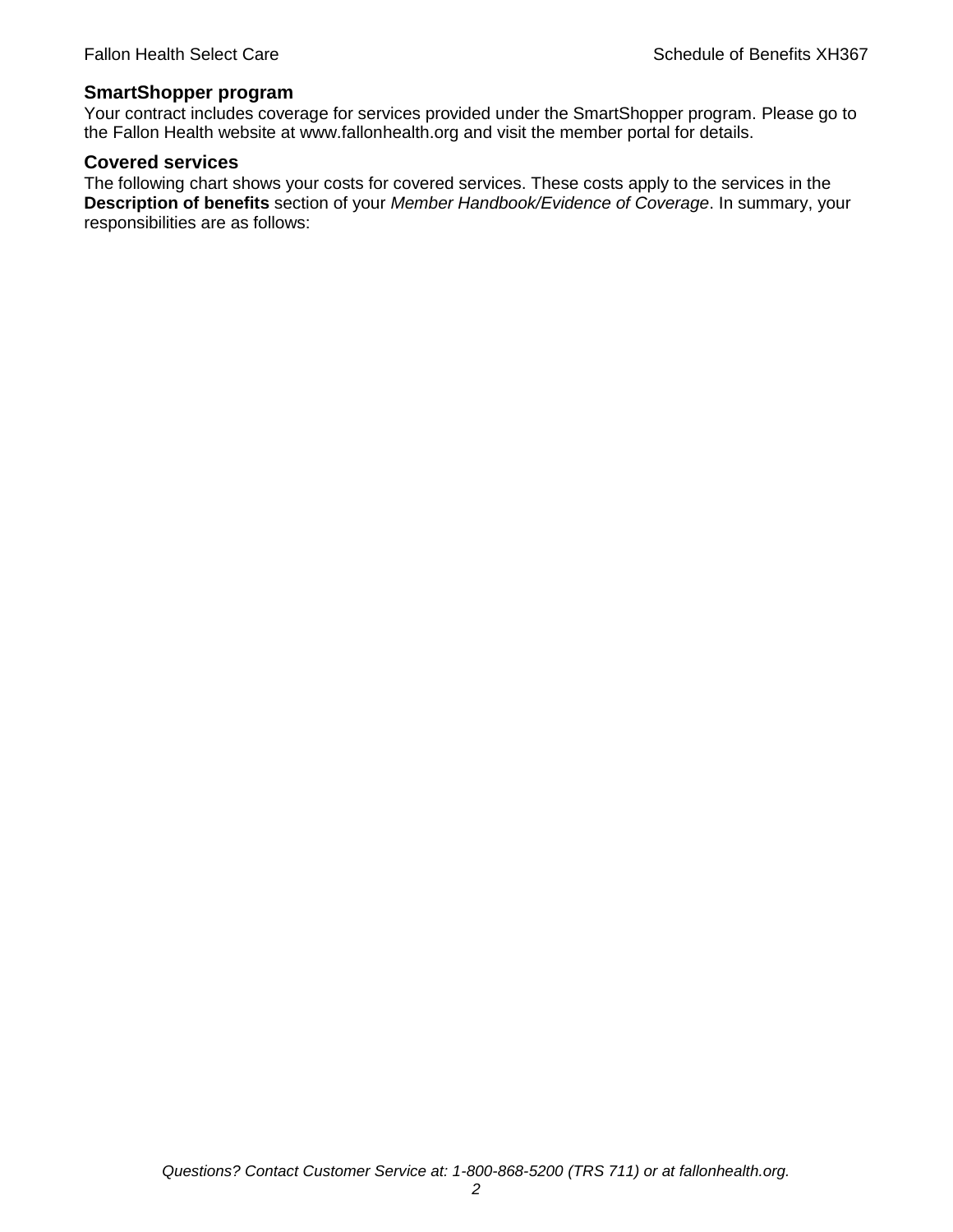## SmartShopper program

Your contract includes coverage for services provided under the SmartShopper program. Please go to the Fallon Health website at www.fallonhealth.org and visit the member portal for details.

## Covered services

The following chart shows your costs for covered services. These costs apply to the services in the **Description of benefits** section of your *Member Handbook/Evidence of Coverage*. In summary, your responsibilities are as follows: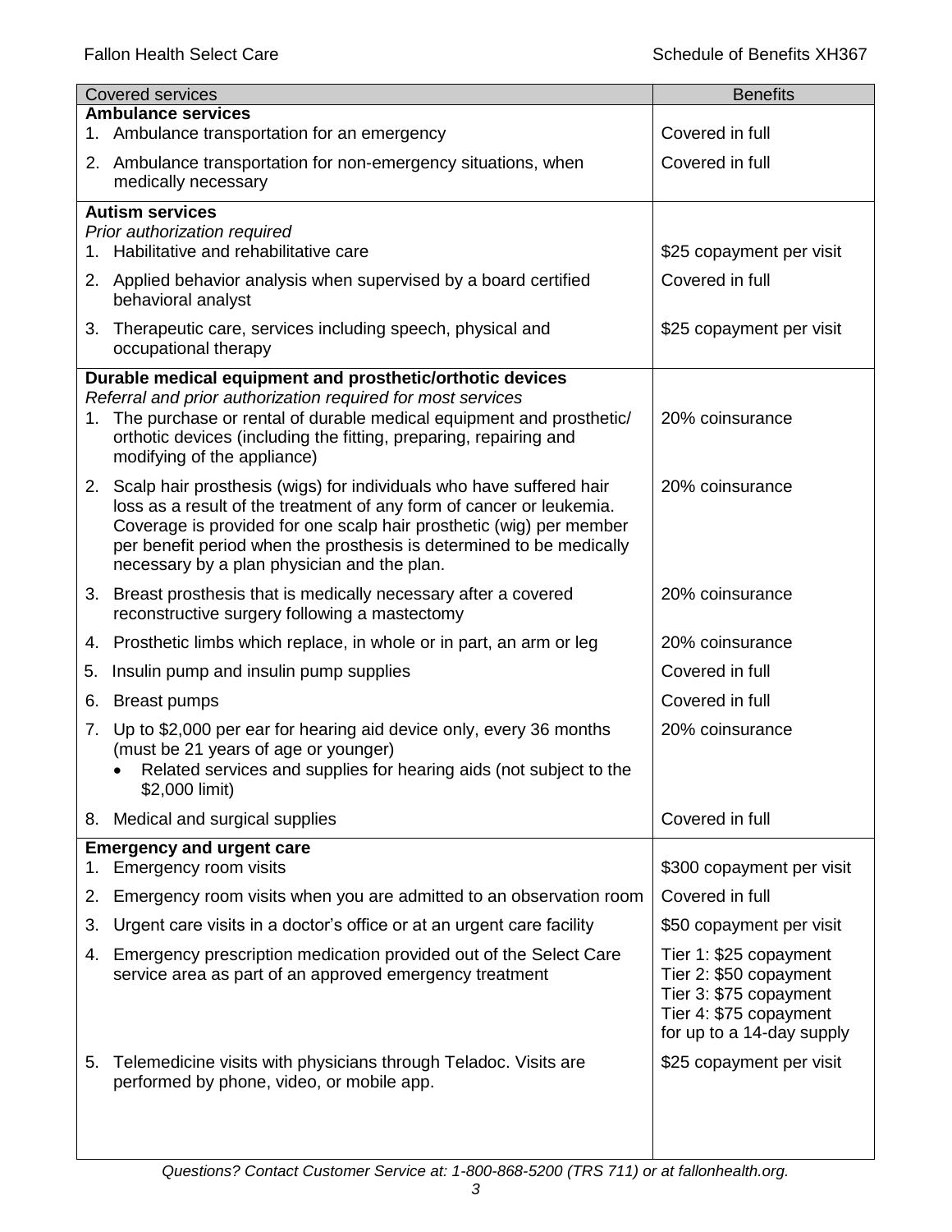| Covered services | Benefits |
|---|---|
| **Ambulance services** | |
| 1. Ambulance transportation for an emergency | Covered in full |
| 2. Ambulance transportation for non-emergency situations, when medically necessary | Covered in full |
| **Autism services**<br>*Prior authorization required* | |
| 1. Habilitative and rehabilitative care | $25 copayment per visit |
| 2. Applied behavior analysis when supervised by a board certified behavioral analyst | Covered in full |
| 3. Therapeutic care, services including speech, physical and occupational therapy | $25 copayment per visit |
| **Durable medical equipment and prosthetic/orthotic devices**<br>*Referral and prior authorization required for most services* | |
| 1. The purchase or rental of durable medical equipment and prosthetic/ orthotic devices (including the fitting, preparing, repairing and modifying of the appliance) | 20% coinsurance |
| 2. Scalp hair prosthesis (wigs) for individuals who have suffered hair loss as a result of the treatment of any form of cancer or leukemia. Coverage is provided for one scalp hair prosthetic (wig) per member per benefit period when the prosthesis is determined to be medically necessary by a plan physician and the plan. | 20% coinsurance |
| 3. Breast prosthesis that is medically necessary after a covered reconstructive surgery following a mastectomy | 20% coinsurance |
| 4. Prosthetic limbs which replace, in whole or in part, an arm or leg | 20% coinsurance |
| 5. Insulin pump and insulin pump supplies | Covered in full |
| 6. Breast pumps | Covered in full |
| 7. Up to $2,000 per ear for hearing aid device only, every 36 months (must be 21 years of age or younger)<br>• Related services and supplies for hearing aids (not subject to the $2,000 limit) | 20% coinsurance |
| 8. Medical and surgical supplies | Covered in full |
| **Emergency and urgent care** | |
| 1. Emergency room visits | $300 copayment per visit |
| 2. Emergency room visits when you are admitted to an observation room | Covered in full |
| 3. Urgent care visits in a doctor's office or at an urgent care facility | $50 copayment per visit |
| 4. Emergency prescription medication provided out of the Select Care service area as part of an approved emergency treatment | Tier 1: $25 copayment<br>Tier 2: $50 copayment<br>Tier 3: $75 copayment<br>Tier 4: $75 copayment<br>for up to a 14-day supply |
| 5. Telemedicine visits with physicians through Teladoc. Visits are performed by phone, video, or mobile app. | $25 copayment per visit |

*Questions? Contact Customer Service at: 1-800-868-5200 (TRS 711) or at fallonhealth.org.*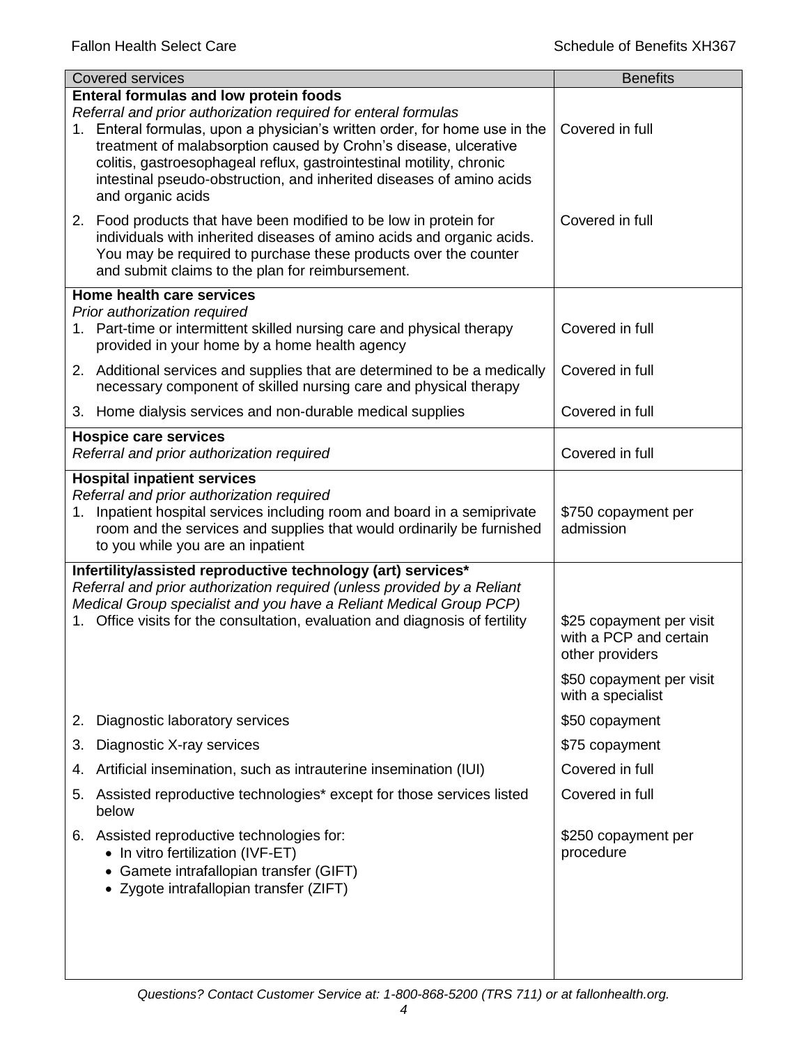| Covered services | Benefits |
|---|---|
| **Enteral formulas and low protein foods**<br>*Referral and prior authorization required for enteral formulas* | |
| 1. Enteral formulas, upon a physician's written order, for home use in the treatment of malabsorption caused by Crohn's disease, ulcerative colitis, gastroesophageal reflux, gastrointestinal motility, chronic intestinal pseudo-obstruction, and inherited diseases of amino acids and organic acids | Covered in full |
| 2. Food products that have been modified to be low in protein for individuals with inherited diseases of amino acids and organic acids. You may be required to purchase these products over the counter and submit claims to the plan for reimbursement. | Covered in full |
| **Home health care services**<br>*Prior authorization required* | |
| 1. Part-time or intermittent skilled nursing care and physical therapy provided in your home by a home health agency | Covered in full |
| 2. Additional services and supplies that are determined to be a medically necessary component of skilled nursing care and physical therapy | Covered in full |
| 3. Home dialysis services and non-durable medical supplies | Covered in full |
| **Hospice care services**<br>*Referral and prior authorization required* | Covered in full |
| **Hospital inpatient services**<br>*Referral and prior authorization required* | |
| 1. Inpatient hospital services including room and board in a semiprivate room and the services and supplies that would ordinarily be furnished to you while you are an inpatient | $750 copayment per admission |
| **Infertility/assisted reproductive technology (art) services***<br>*Referral and prior authorization required (unless provided by a Reliant Medical Group specialist and you have a Reliant Medical Group PCP)* | |
| 1. Office visits for the consultation, evaluation and diagnosis of fertility | $25 copayment per visit with a PCP and certain other providers<br><br>$50 copayment per visit with a specialist |
| 2. Diagnostic laboratory services | $50 copayment |
| 3. Diagnostic X-ray services | $75 copayment |
| 4. Artificial insemination, such as intrauterine insemination (IUI) | Covered in full |
| 5. Assisted reproductive technologies* except for those services listed below | Covered in full |
| 6. Assisted reproductive technologies for:<br>• In vitro fertilization (IVF-ET)<br>• Gamete intrafallopian transfer (GIFT)<br>• Zygote intrafallopian transfer (ZIFT) | $250 copayment per procedure |

*Questions? Contact Customer Service at: 1-800-868-5200 (TRS 711) or at fallonhealth.org.*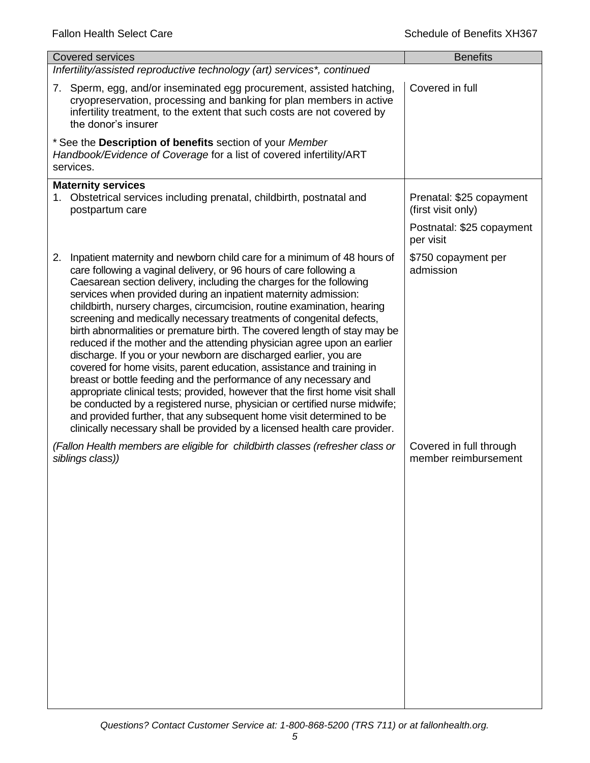| Covered services | Benefits |
|---|---|
| *Infertility/assisted reproductive technology (art) services\*, continued* | |
| 7. Sperm, egg, and/or inseminated egg procurement, assisted hatching, cryopreservation, processing and banking for plan members in active infertility treatment, to the extent that such costs are not covered by the donor's insurer | Covered in full |
| \* See the **Description of benefits** section of your *Member Handbook/Evidence of Coverage* for a list of covered infertility/ART services. | |
| **Maternity services**<br>1. Obstetrical services including prenatal, childbirth, postnatal and postpartum care | Prenatal: $25 copayment (first visit only)<br><br>Postnatal: $25 copayment per visit |
| 2. Inpatient maternity and newborn child care for a minimum of 48 hours of care following a vaginal delivery, or 96 hours of care following a Caesarean section delivery, including the charges for the following services when provided during an inpatient maternity admission: childbirth, nursery charges, circumcision, routine examination, hearing screening and medically necessary treatments of congenital defects, birth abnormalities or premature birth. The covered length of stay may be reduced if the mother and the attending physician agree upon an earlier discharge. If you or your newborn are discharged earlier, you are covered for home visits, parent education, assistance and training in breast or bottle feeding and the performance of any necessary and appropriate clinical tests; provided, however that the first home visit shall be conducted by a registered nurse, physician or certified nurse midwife; and provided further, that any subsequent home visit determined to be clinically necessary shall be provided by a licensed health care provider. | $750 copayment per admission |
| *(Fallon Health members are eligible for childbirth classes (refresher class or siblings class))* | Covered in full through member reimbursement |

*Questions? Contact Customer Service at: 1-800-868-5200 (TRS 711) or at fallonhealth.org.*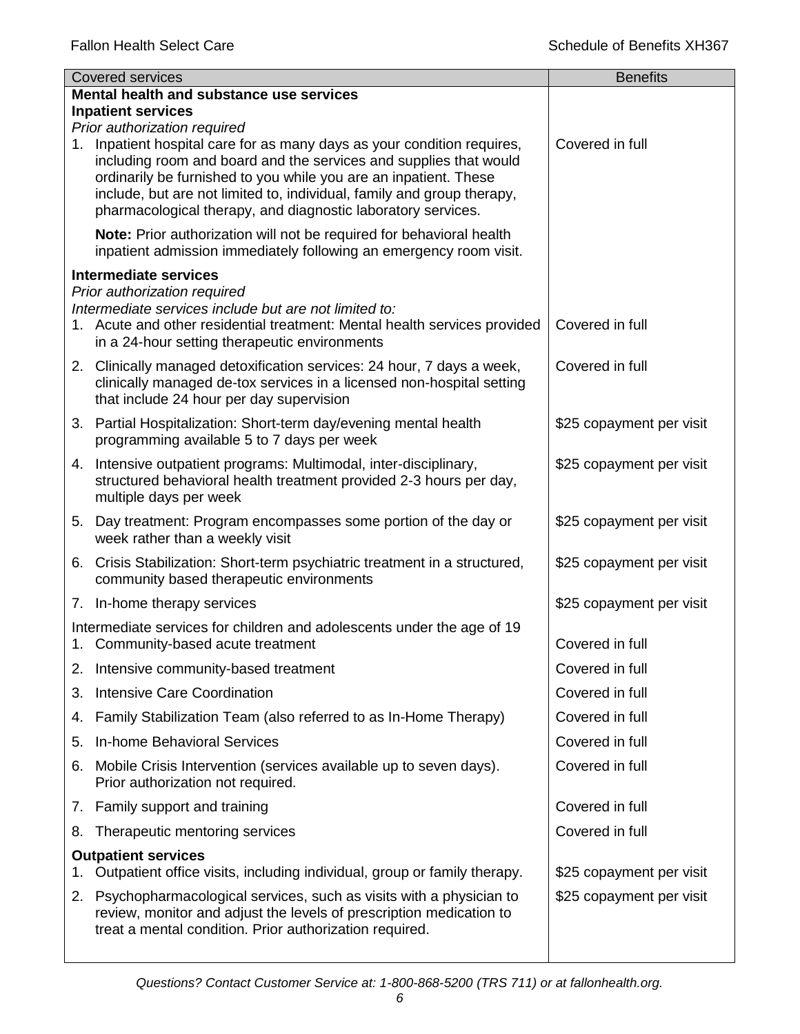| Covered services | Benefits |
|---|---|
| **Mental health and substance use services** | |
| **Inpatient services** | |
| *Prior authorization required* | |
| 1. Inpatient hospital care for as many days as your condition requires, including room and board and the services and supplies that would ordinarily be furnished to you while you are an inpatient. These include, but are not limited to, individual, family and group therapy, pharmacological therapy, and diagnostic laboratory services. | Covered in full |
| **Note:** Prior authorization will not be required for behavioral health inpatient admission immediately following an emergency room visit. | |
| **Intermediate services** | |
| *Prior authorization required* | |
| *Intermediate services include but are not limited to:* | |
| 1. Acute and other residential treatment: Mental health services provided in a 24-hour setting therapeutic environments | Covered in full |
| 2. Clinically managed detoxification services: 24 hour, 7 days a week, clinically managed de-tox services in a licensed non-hospital setting that include 24 hour per day supervision | Covered in full |
| 3. Partial Hospitalization: Short-term day/evening mental health programming available 5 to 7 days per week | $25 copayment per visit |
| 4. Intensive outpatient programs: Multimodal, inter-disciplinary, structured behavioral health treatment provided 2-3 hours per day, multiple days per week | $25 copayment per visit |
| 5. Day treatment: Program encompasses some portion of the day or week rather than a weekly visit | $25 copayment per visit |
| 6. Crisis Stabilization: Short-term psychiatric treatment in a structured, community based therapeutic environments | $25 copayment per visit |
| 7. In-home therapy services | $25 copayment per visit |
| Intermediate services for children and adolescents under the age of 19 | |
| 1. Community-based acute treatment | Covered in full |
| 2. Intensive community-based treatment | Covered in full |
| 3. Intensive Care Coordination | Covered in full |
| 4. Family Stabilization Team (also referred to as In-Home Therapy) | Covered in full |
| 5. In-home Behavioral Services | Covered in full |
| 6. Mobile Crisis Intervention (services available up to seven days). Prior authorization not required. | Covered in full |
| 7. Family support and training | Covered in full |
| 8. Therapeutic mentoring services | Covered in full |
| **Outpatient services** | |
| 1. Outpatient office visits, including individual, group or family therapy. | $25 copayment per visit |
| 2. Psychopharmacological services, such as visits with a physician to review, monitor and adjust the levels of prescription medication to treat a mental condition. Prior authorization required. | $25 copayment per visit |

*Questions? Contact Customer Service at: 1-800-868-5200 (TRS 711) or at fallonhealth.org.*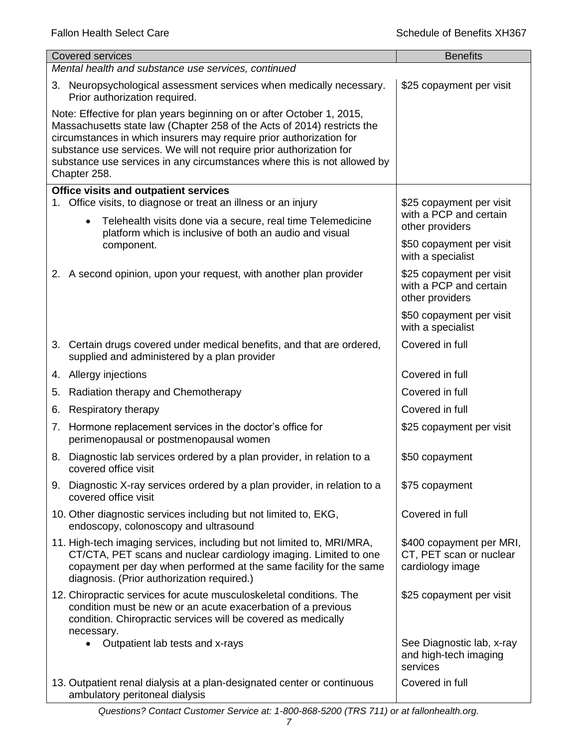| Covered services | Benefits |
|---|---|
| *Mental health and substance use services, continued* | |
| 3. Neuropsychological assessment services when medically necessary. Prior authorization required. | $25 copayment per visit |
| Note: Effective for plan years beginning on or after October 1, 2015, Massachusetts state law (Chapter 258 of the Acts of 2014) restricts the circumstances in which insurers may require prior authorization for substance use services. We will not require prior authorization for substance use services in any circumstances where this is not allowed by Chapter 258. | |
| **Office visits and outpatient services** | |
| 1. Office visits, to diagnose or treat an illness or an injury<br>• Telehealth visits done via a secure, real time Telemedicine platform which is inclusive of both an audio and visual component. | $25 copayment per visit with a PCP and certain other providers<br>$50 copayment per visit with a specialist |
| 2. A second opinion, upon your request, with another plan provider | $25 copayment per visit with a PCP and certain other providers<br>$50 copayment per visit with a specialist |
| 3. Certain drugs covered under medical benefits, and that are ordered, supplied and administered by a plan provider | Covered in full |
| 4. Allergy injections | Covered in full |
| 5. Radiation therapy and Chemotherapy | Covered in full |
| 6. Respiratory therapy | Covered in full |
| 7. Hormone replacement services in the doctor's office for perimenopausal or postmenopausal women | $25 copayment per visit |
| 8. Diagnostic lab services ordered by a plan provider, in relation to a covered office visit | $50 copayment |
| 9. Diagnostic X-ray services ordered by a plan provider, in relation to a covered office visit | $75 copayment |
| 10. Other diagnostic services including but not limited to, EKG, endoscopy, colonoscopy and ultrasound | Covered in full |
| 11. High-tech imaging services, including but not limited to, MRI/MRA, CT/CTA, PET scans and nuclear cardiology imaging. Limited to one copayment per day when performed at the same facility for the same diagnosis. (Prior authorization required.) | $400 copayment per MRI, CT, PET scan or nuclear cardiology image |
| 12. Chiropractic services for acute musculoskeletal conditions. The condition must be new or an acute exacerbation of a previous condition. Chiropractic services will be covered as medically necessary. | $25 copayment per visit |
| • Outpatient lab tests and x-rays | See Diagnostic lab, x-ray and high-tech imaging services |
| 13. Outpatient renal dialysis at a plan-designated center or continuous ambulatory peritoneal dialysis | Covered in full |

*Questions? Contact Customer Service at: 1-800-868-5200 (TRS 711) or at fallonhealth.org.*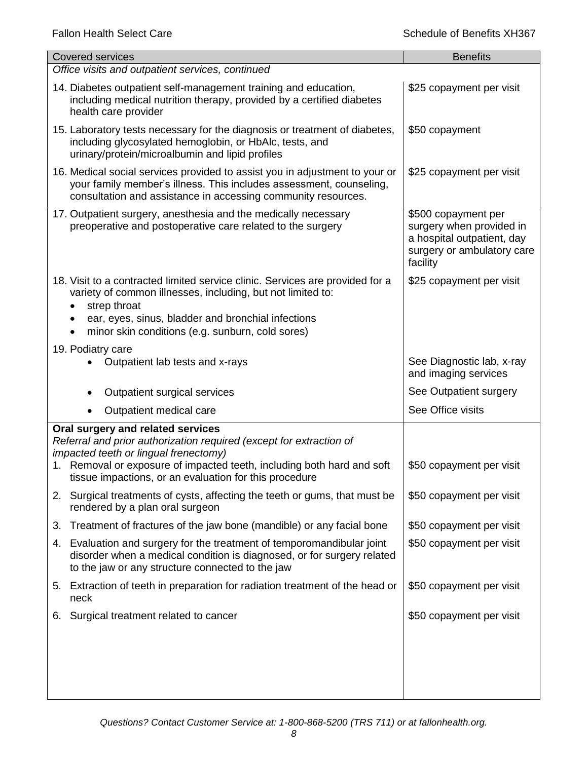| Covered services | Benefits |
|---|---|
| *Office visits and outpatient services, continued* | |
| 14. Diabetes outpatient self-management training and education, including medical nutrition therapy, provided by a certified diabetes health care provider | $25 copayment per visit |
| 15. Laboratory tests necessary for the diagnosis or treatment of diabetes, including glycosylated hemoglobin, or HbAlc, tests, and urinary/protein/microalbumin and lipid profiles | $50 copayment |
| 16. Medical social services provided to assist you in adjustment to your or your family member's illness. This includes assessment, counseling, consultation and assistance in accessing community resources. | $25 copayment per visit |
| 17. Outpatient surgery, anesthesia and the medically necessary preoperative and postoperative care related to the surgery | $500 copayment per surgery when provided in a hospital outpatient, day surgery or ambulatory care facility |
| 18. Visit to a contracted limited service clinic. Services are provided for a variety of common illnesses, including, but not limited to: <br>• strep throat <br>• ear, eyes, sinus, bladder and bronchial infections <br>• minor skin conditions (e.g. sunburn, cold sores) | $25 copayment per visit |
| 19. Podiatry care | |
| • Outpatient lab tests and x-rays | See Diagnostic lab, x-ray and imaging services |
| • Outpatient surgical services | See Outpatient surgery |
| • Outpatient medical care | See Office visits |
| **Oral surgery and related services** <br>*Referral and prior authorization required (except for extraction of impacted teeth or lingual frenectomy)* | |
| 1. Removal or exposure of impacted teeth, including both hard and soft tissue impactions, or an evaluation for this procedure | $50 copayment per visit |
| 2. Surgical treatments of cysts, affecting the teeth or gums, that must be rendered by a plan oral surgeon | $50 copayment per visit |
| 3. Treatment of fractures of the jaw bone (mandible) or any facial bone | $50 copayment per visit |
| 4. Evaluation and surgery for the treatment of temporomandibular joint disorder when a medical condition is diagnosed, or for surgery related to the jaw or any structure connected to the jaw | $50 copayment per visit |
| 5. Extraction of teeth in preparation for radiation treatment of the head or neck | $50 copayment per visit |
| 6. Surgical treatment related to cancer | $50 copayment per visit |

*Questions? Contact Customer Service at: 1-800-868-5200 (TRS 711) or at fallonhealth.org.*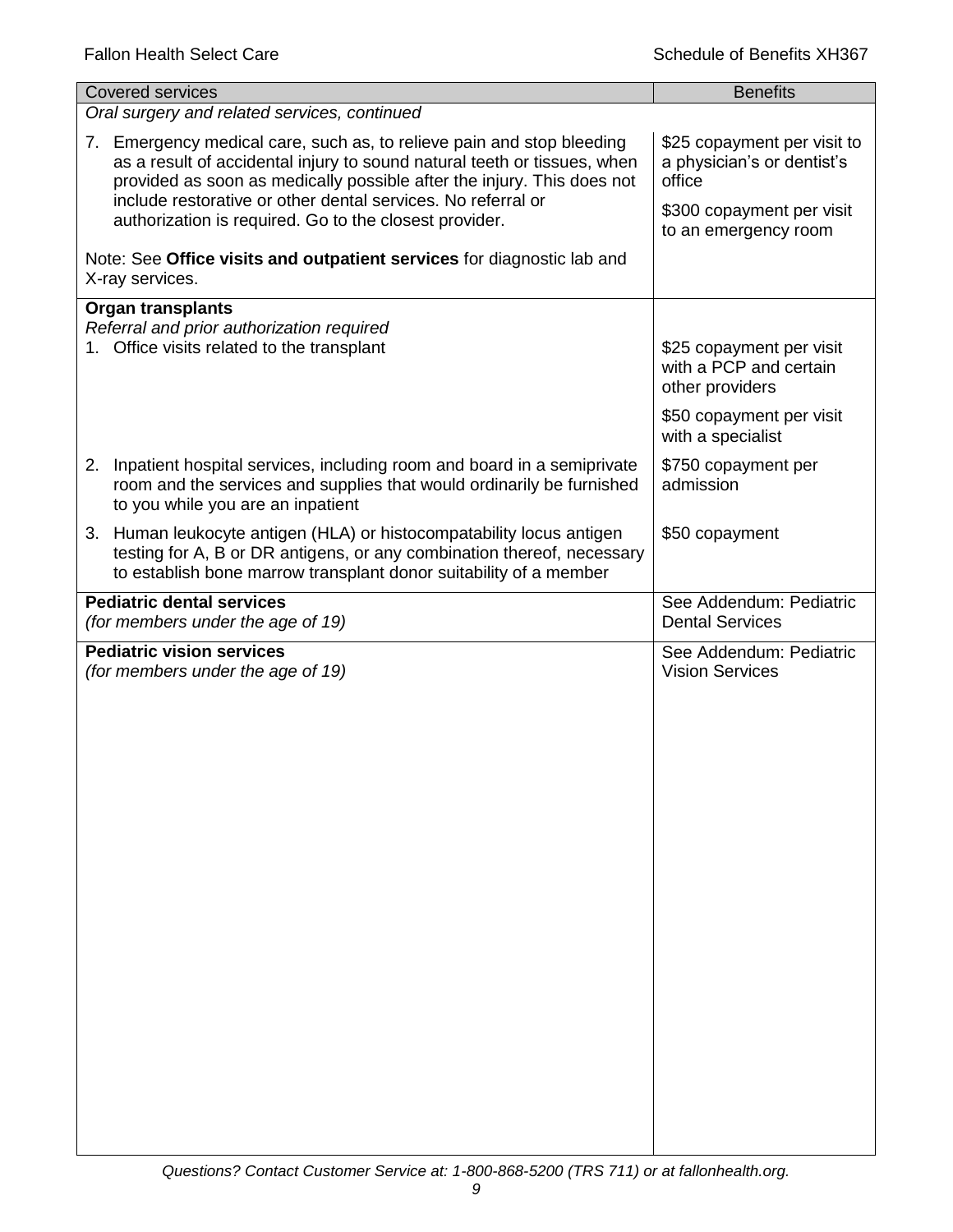| Covered services | Benefits |
|---|---|
| *Oral surgery and related services, continued* | |
| 7. Emergency medical care, such as, to relieve pain and stop bleeding as a result of accidental injury to sound natural teeth or tissues, when provided as soon as medically possible after the injury. This does not include restorative or other dental services. No referral or authorization is required. Go to the closest provider.<br><br>Note: See **Office visits and outpatient services** for diagnostic lab and X-ray services. | $25 copayment per visit to a physician's or dentist's office<br><br>$300 copayment per visit to an emergency room |
| **Organ transplants**<br>*Referral and prior authorization required*<br>1. Office visits related to the transplant | $25 copayment per visit with a PCP and certain other providers<br><br>$50 copayment per visit with a specialist |
| 2. Inpatient hospital services, including room and board in a semiprivate room and the services and supplies that would ordinarily be furnished to you while you are an inpatient | $750 copayment per admission |
| 3. Human leukocyte antigen (HLA) or histocompatability locus antigen testing for A, B or DR antigens, or any combination thereof, necessary to establish bone marrow transplant donor suitability of a member | $50 copayment |
| **Pediatric dental services**<br>*(for members under the age of 19)* | See Addendum: Pediatric Dental Services |
| **Pediatric vision services**<br>*(for members under the age of 19)* | See Addendum: Pediatric Vision Services |

*Questions? Contact Customer Service at: 1-800-868-5200 (TRS 711) or at fallonhealth.org.*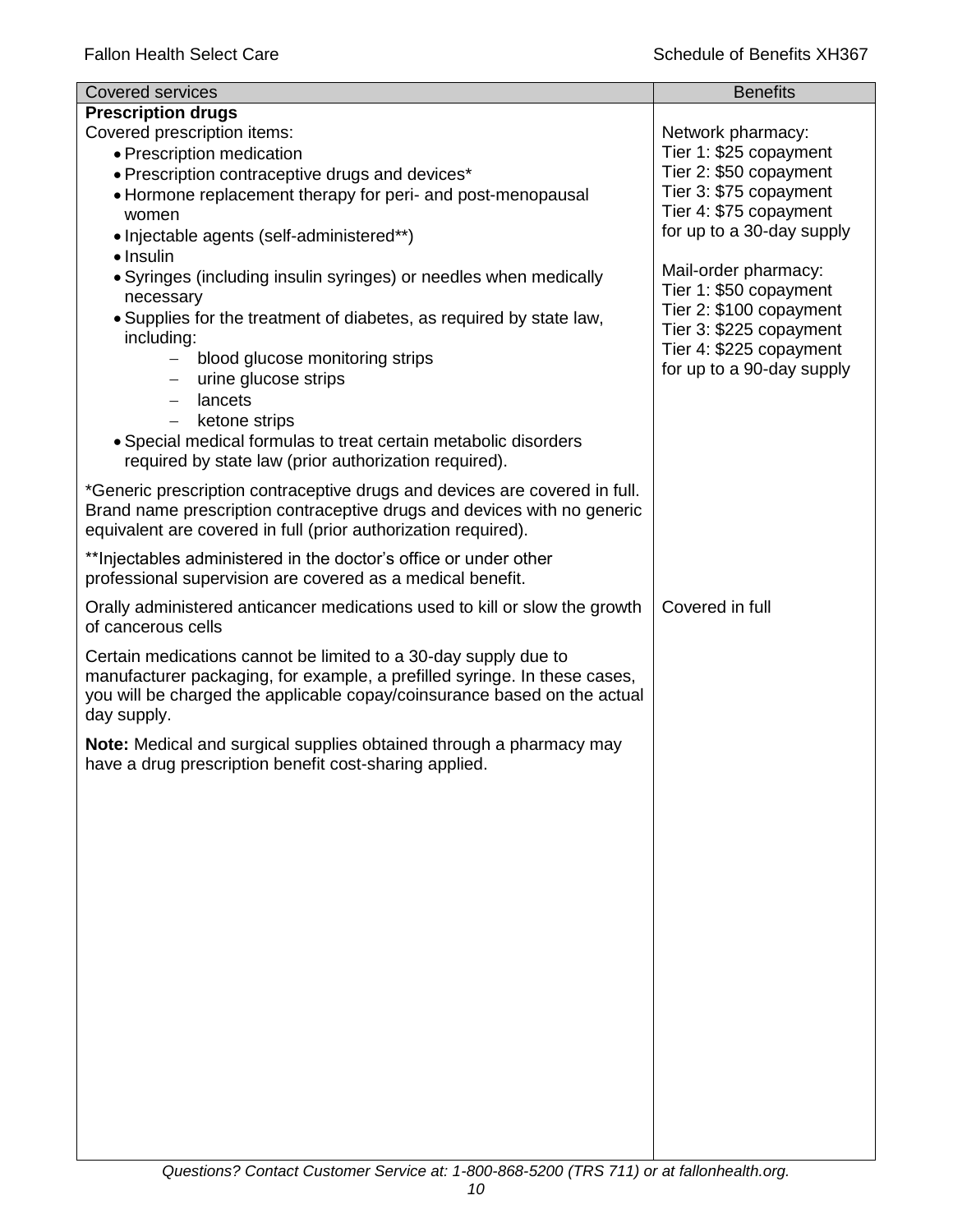| Covered services | Benefits |
| --- | --- |
| **Prescription drugs**<br>Covered prescription items:<br>• Prescription medication<br>• Prescription contraceptive drugs and devices*<br>• Hormone replacement therapy for peri- and post-menopausal women<br>• Injectable agents (self-administered**)<br>• Insulin<br>• Syringes (including insulin syringes) or needles when medically necessary<br>• Supplies for the treatment of diabetes, as required by state law, including:<br>  – blood glucose monitoring strips<br>  – urine glucose strips<br>  – lancets<br>  – ketone strips<br>• Special medical formulas to treat certain metabolic disorders required by state law (prior authorization required).<br><br>*Generic prescription contraceptive drugs and devices are covered in full. Brand name prescription contraceptive drugs and devices with no generic equivalent are covered in full (prior authorization required).<br><br>**Injectables administered in the doctor's office or under other professional supervision are covered as a medical benefit. | Network pharmacy:<br>Tier 1: $25 copayment<br>Tier 2: $50 copayment<br>Tier 3: $75 copayment<br>Tier 4: $75 copayment<br>for up to a 30-day supply<br><br>Mail-order pharmacy:<br>Tier 1: $50 copayment<br>Tier 2: $100 copayment<br>Tier 3: $225 copayment<br>Tier 4: $225 copayment<br>for up to a 90-day supply |
| Orally administered anticancer medications used to kill or slow the growth of cancerous cells<br><br>Certain medications cannot be limited to a 30-day supply due to manufacturer packaging, for example, a prefilled syringe. In these cases, you will be charged the applicable copay/coinsurance based on the actual day supply.<br><br>**Note:** Medical and surgical supplies obtained through a pharmacy may have a drug prescription benefit cost-sharing applied. | Covered in full |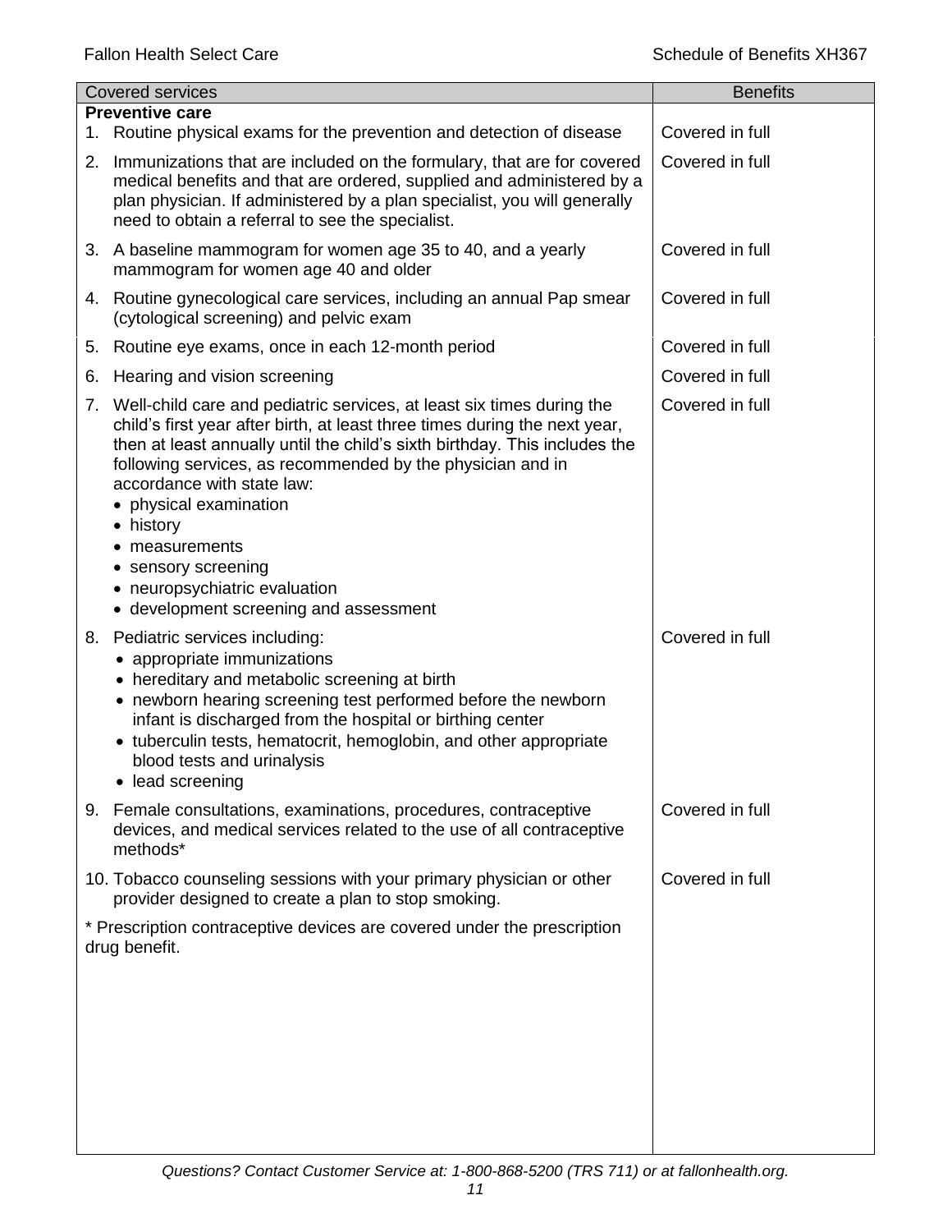| Covered services | Benefits |
|---|---|
| **Preventive care** | |
| 1. Routine physical exams for the prevention and detection of disease | Covered in full |
| 2. Immunizations that are included on the formulary, that are for covered medical benefits and that are ordered, supplied and administered by a plan physician. If administered by a plan specialist, you will generally need to obtain a referral to see the specialist. | Covered in full |
| 3. A baseline mammogram for women age 35 to 40, and a yearly mammogram for women age 40 and older | Covered in full |
| 4. Routine gynecological care services, including an annual Pap smear (cytological screening) and pelvic exam | Covered in full |
| 5. Routine eye exams, once in each 12-month period | Covered in full |
| 6. Hearing and vision screening | Covered in full |
| 7. Well-child care and pediatric services, at least six times during the child's first year after birth, at least three times during the next year, then at least annually until the child's sixth birthday. This includes the following services, as recommended by the physician and in accordance with state law:<br>• physical examination<br>• history<br>• measurements<br>• sensory screening<br>• neuropsychiatric evaluation<br>• development screening and assessment | Covered in full |
| 8. Pediatric services including:<br>• appropriate immunizations<br>• hereditary and metabolic screening at birth<br>• newborn hearing screening test performed before the newborn infant is discharged from the hospital or birthing center<br>• tuberculin tests, hematocrit, hemoglobin, and other appropriate blood tests and urinalysis<br>• lead screening | Covered in full |
| 9. Female consultations, examinations, procedures, contraceptive devices, and medical services related to the use of all contraceptive methods* | Covered in full |
| 10. Tobacco counseling sessions with your primary physician or other provider designed to create a plan to stop smoking. | Covered in full |
| * Prescription contraceptive devices are covered under the prescription drug benefit. | |

*Questions? Contact Customer Service at: 1-800-868-5200 (TRS 711) or at fallonhealth.org.*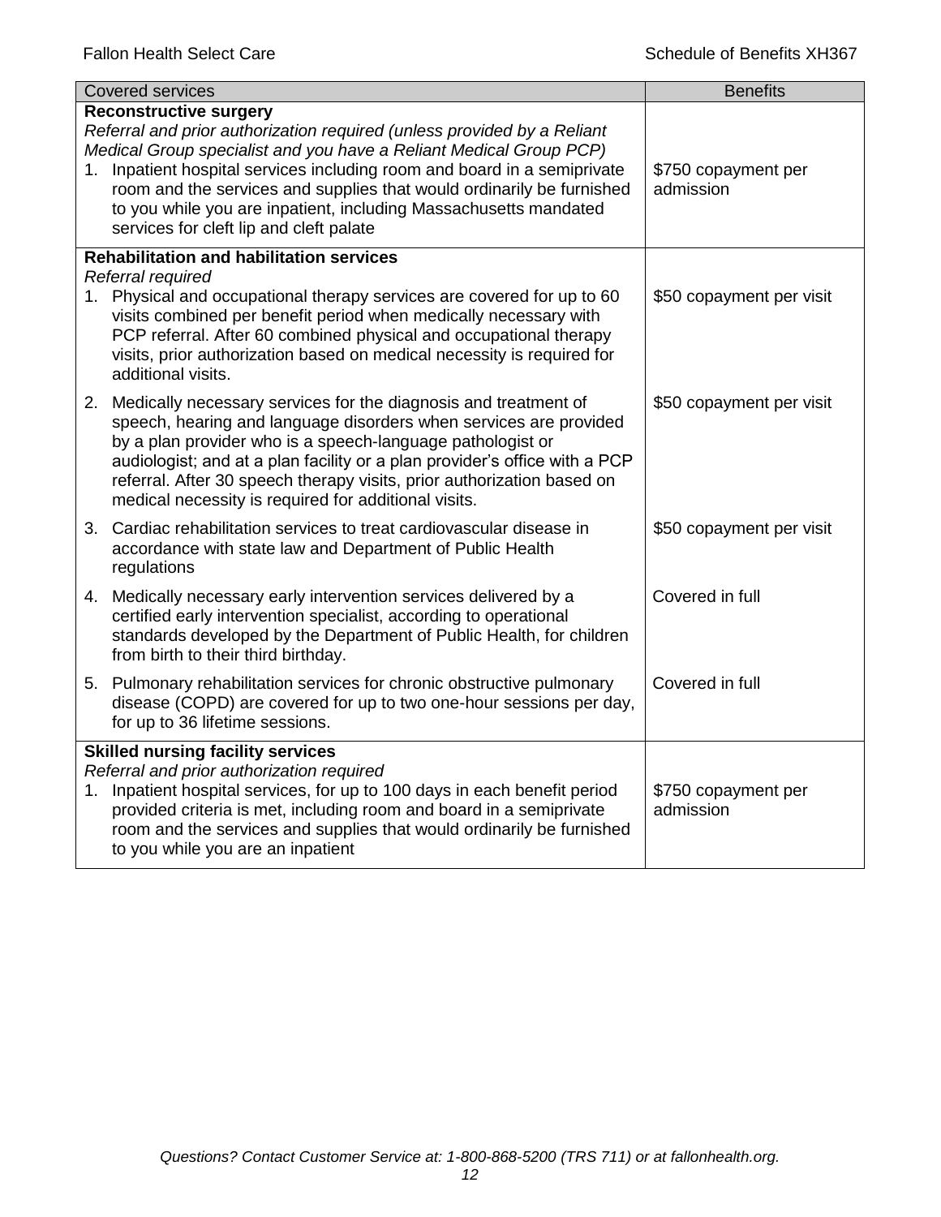| Covered services | Benefits |
|---|---|
| **Reconstructive surgery**<br>*Referral and prior authorization required (unless provided by a Reliant Medical Group specialist and you have a Reliant Medical Group PCP)*<br>1. Inpatient hospital services including room and board in a semiprivate room and the services and supplies that would ordinarily be furnished to you while you are inpatient, including Massachusetts mandated services for cleft lip and cleft palate | \$750 copayment per admission |
| **Rehabilitation and habilitation services**<br>*Referral required*<br>1. Physical and occupational therapy services are covered for up to 60 visits combined per benefit period when medically necessary with PCP referral. After 60 combined physical and occupational therapy visits, prior authorization based on medical necessity is required for additional visits. | \$50 copayment per visit |
| 2. Medically necessary services for the diagnosis and treatment of speech, hearing and language disorders when services are provided by a plan provider who is a speech-language pathologist or audiologist; and at a plan facility or a plan provider's office with a PCP referral. After 30 speech therapy visits, prior authorization based on medical necessity is required for additional visits. | \$50 copayment per visit |
| 3. Cardiac rehabilitation services to treat cardiovascular disease in accordance with state law and Department of Public Health regulations | \$50 copayment per visit |
| 4. Medically necessary early intervention services delivered by a certified early intervention specialist, according to operational standards developed by the Department of Public Health, for children from birth to their third birthday. | Covered in full |
| 5. Pulmonary rehabilitation services for chronic obstructive pulmonary disease (COPD) are covered for up to two one-hour sessions per day, for up to 36 lifetime sessions. | Covered in full |
| **Skilled nursing facility services**<br>*Referral and prior authorization required*<br>1. Inpatient hospital services, for up to 100 days in each benefit period provided criteria is met, including room and board in a semiprivate room and the services and supplies that would ordinarily be furnished to you while you are an inpatient | \$750 copayment per admission |

*Questions? Contact Customer Service at: 1-800-868-5200 (TRS 711) or at fallonhealth.org.*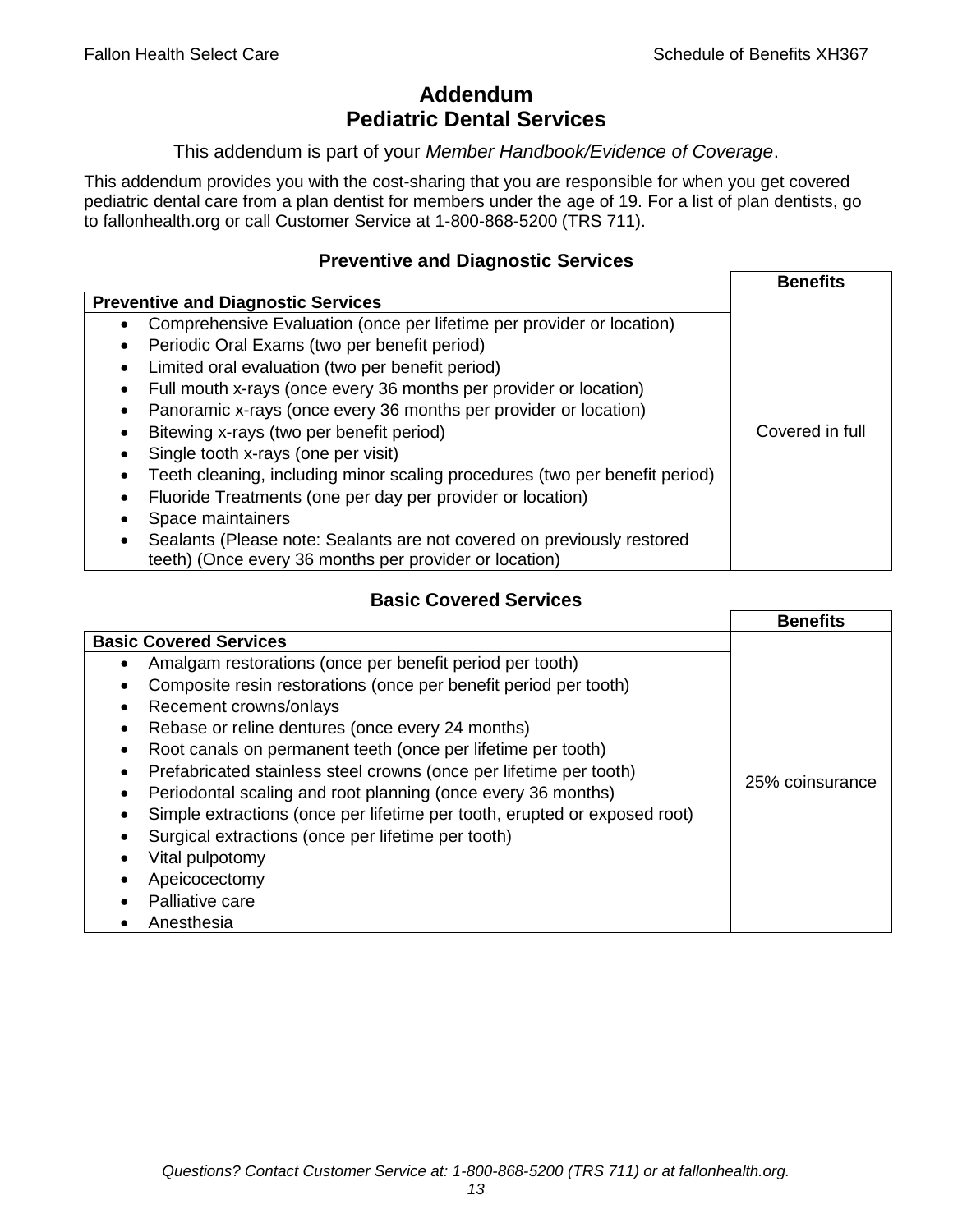# Addendum
# Pediatric Dental Services

This addendum is part of your *Member Handbook/Evidence of Coverage*.

This addendum provides you with the cost-sharing that you are responsible for when you get covered pediatric dental care from a plan dentist for members under the age of 19. For a list of plan dentists, go to fallonhealth.org or call Customer Service at 1-800-868-5200 (TRS 711).

## Preventive and Diagnostic Services

| Preventive and Diagnostic Services | Benefits |
|---|---|
| • Comprehensive Evaluation (once per lifetime per provider or location)<br>• Periodic Oral Exams (two per benefit period)<br>• Limited oral evaluation (two per benefit period)<br>• Full mouth x-rays (once every 36 months per provider or location)<br>• Panoramic x-rays (once every 36 months per provider or location)<br>• Bitewing x-rays (two per benefit period)<br>• Single tooth x-rays (one per visit)<br>• Teeth cleaning, including minor scaling procedures (two per benefit period)<br>• Fluoride Treatments (one per day per provider or location)<br>• Space maintainers<br>• Sealants (Please note: Sealants are not covered on previously restored teeth) (Once every 36 months per provider or location) | Covered in full |

## Basic Covered Services

| Basic Covered Services | Benefits |
|---|---|
| • Amalgam restorations (once per benefit period per tooth)<br>• Composite resin restorations (once per benefit period per tooth)<br>• Recement crowns/onlays<br>• Rebase or reline dentures (once every 24 months)<br>• Root canals on permanent teeth (once per lifetime per tooth)<br>• Prefabricated stainless steel crowns (once per lifetime per tooth)<br>• Periodontal scaling and root planning (once every 36 months)<br>• Simple extractions (once per lifetime per tooth, erupted or exposed root)<br>• Surgical extractions (once per lifetime per tooth)<br>• Vital pulpotomy<br>• Apeicocectomy<br>• Palliative care<br>• Anesthesia | 25% coinsurance |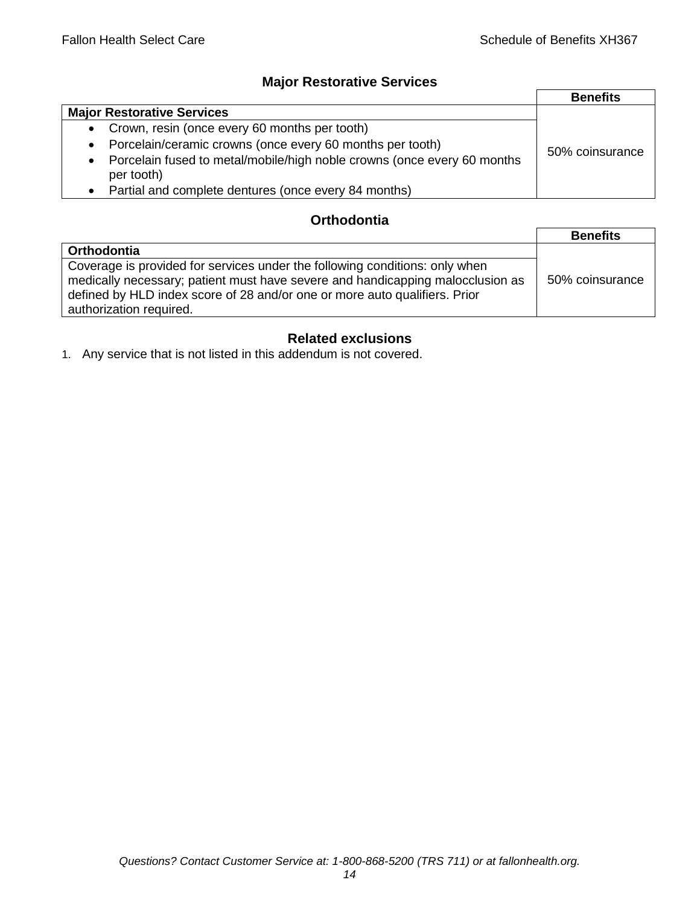## Major Restorative Services

| | Benefits |
|---|---|
| **Major Restorative Services** | 50% coinsurance |
| • Crown, resin (once every 60 months per tooth)<br>• Porcelain/ceramic crowns (once every 60 months per tooth)<br>• Porcelain fused to metal/mobile/high noble crowns (once every 60 months per tooth)<br>• Partial and complete dentures (once every 84 months) | |

## Orthodontia

| | Benefits |
|---|---|
| **Orthodontia** | 50% coinsurance |
| Coverage is provided for services under the following conditions: only when medically necessary; patient must have severe and handicapping malocclusion as defined by HLD index score of 28 and/or one or more auto qualifiers. Prior authorization required. | |

## Related exclusions

1. Any service that is not listed in this addendum is not covered.

*Questions? Contact Customer Service at: 1-800-868-5200 (TRS 711) or at fallonhealth.org.*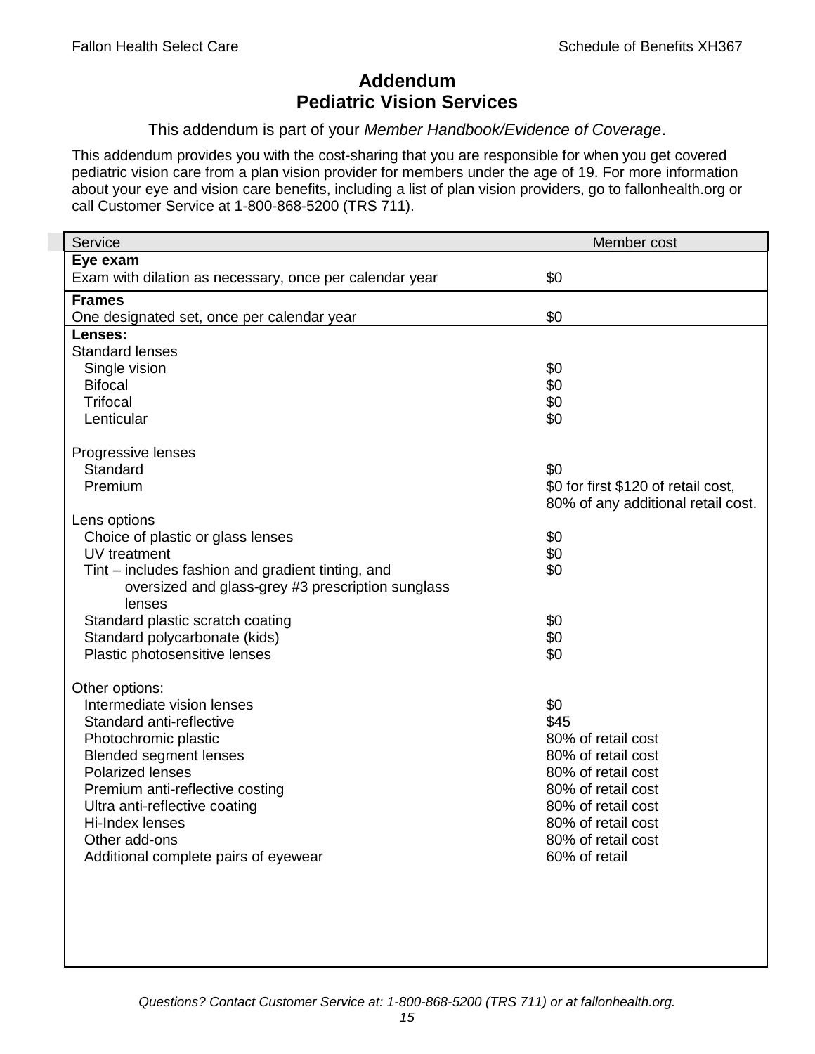# Addendum
# Pediatric Vision Services

This addendum is part of your *Member Handbook/Evidence of Coverage*.

This addendum provides you with the cost-sharing that you are responsible for when you get covered pediatric vision care from a plan vision provider for members under the age of 19. For more information about your eye and vision care benefits, including a list of plan vision providers, go to fallonhealth.org or call Customer Service at 1-800-868-5200 (TRS 711).

| Service | Member cost |
|---|---|
| **Eye exam** | |
| Exam with dilation as necessary, once per calendar year | $0 |
| **Frames** | |
| One designated set, once per calendar year | $0 |
| **Lenses:** | |
| Standard lenses | |
| Single vision | $0 |
| Bifocal | $0 |
| Trifocal | $0 |
| Lenticular | $0 |
| Progressive lenses | |
| Standard | $0 |
| Premium | $0 for first $120 of retail cost, 80% of any additional retail cost. |
| Lens options | |
| Choice of plastic or glass lenses | $0 |
| UV treatment | $0 |
| Tint – includes fashion and gradient tinting, and oversized and glass-grey #3 prescription sunglass lenses | $0 |
| Standard plastic scratch coating | $0 |
| Standard polycarbonate (kids) | $0 |
| Plastic photosensitive lenses | $0 |
| Other options: | |
| Intermediate vision lenses | $0 |
| Standard anti-reflective | $45 |
| Photochromic plastic | 80% of retail cost |
| Blended segment lenses | 80% of retail cost |
| Polarized lenses | 80% of retail cost |
| Premium anti-reflective costing | 80% of retail cost |
| Ultra anti-reflective coating | 80% of retail cost |
| Hi-Index lenses | 80% of retail cost |
| Other add-ons | 80% of retail cost |
| Additional complete pairs of eyewear | 60% of retail |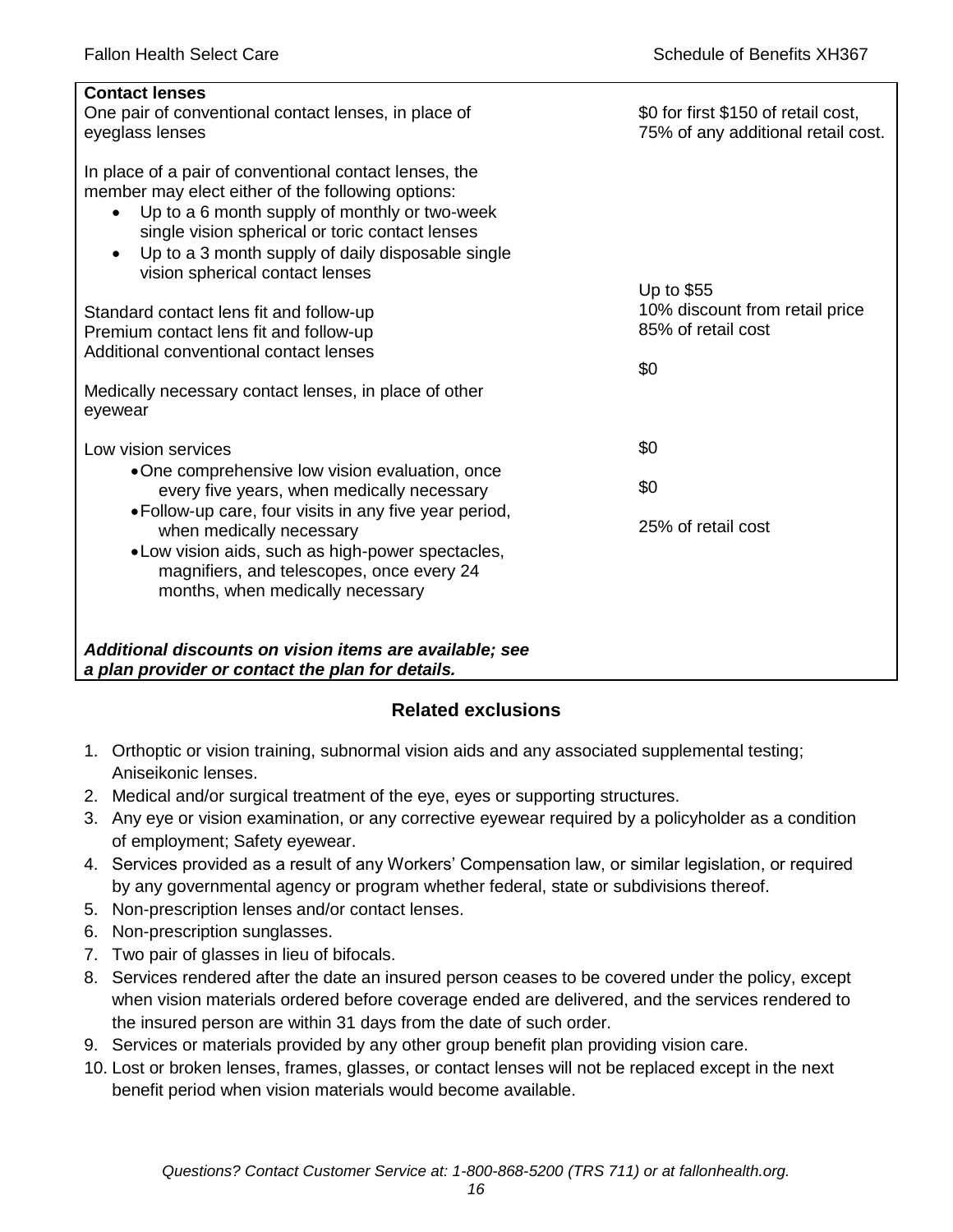| Service | Cost |
|---|---|
| **Contact lenses** | |
| One pair of conventional contact lenses, in place of eyeglass lenses | $0 for first $150 of retail cost, 75% of any additional retail cost. |
| In place of a pair of conventional contact lenses, the member may elect either of the following options:<br>• Up to a 6 month supply of monthly or two-week single vision spherical or toric contact lenses<br>• Up to a 3 month supply of daily disposable single vision spherical contact lenses | |
| Standard contact lens fit and follow-up | Up to $55 |
| Premium contact lens fit and follow-up | 10% discount from retail price |
| Additional conventional contact lenses | 85% of retail cost |
| Medically necessary contact lenses, in place of other eyewear | $0 |
| Low vision services | |
| • One comprehensive low vision evaluation, once every five years, when medically necessary | $0 |
| • Follow-up care, four visits in any five year period, when medically necessary | $0 |
| • Low vision aids, such as high-power spectacles, magnifiers, and telescopes, once every 24 months, when medically necessary | 25% of retail cost |
| ***Additional discounts on vision items are available; see a plan provider or contact the plan for details.*** | |

## Related exclusions

1. Orthoptic or vision training, subnormal vision aids and any associated supplemental testing; Aniseikonic lenses.
2. Medical and/or surgical treatment of the eye, eyes or supporting structures.
3. Any eye or vision examination, or any corrective eyewear required by a policyholder as a condition of employment; Safety eyewear.
4. Services provided as a result of any Workers' Compensation law, or similar legislation, or required by any governmental agency or program whether federal, state or subdivisions thereof.
5. Non-prescription lenses and/or contact lenses.
6. Non-prescription sunglasses.
7. Two pair of glasses in lieu of bifocals.
8. Services rendered after the date an insured person ceases to be covered under the policy, except when vision materials ordered before coverage ended are delivered, and the services rendered to the insured person are within 31 days from the date of such order.
9. Services or materials provided by any other group benefit plan providing vision care.
10. Lost or broken lenses, frames, glasses, or contact lenses will not be replaced except in the next benefit period when vision materials would become available.

*Questions? Contact Customer Service at: 1-800-868-5200 (TRS 711) or at fallonhealth.org.*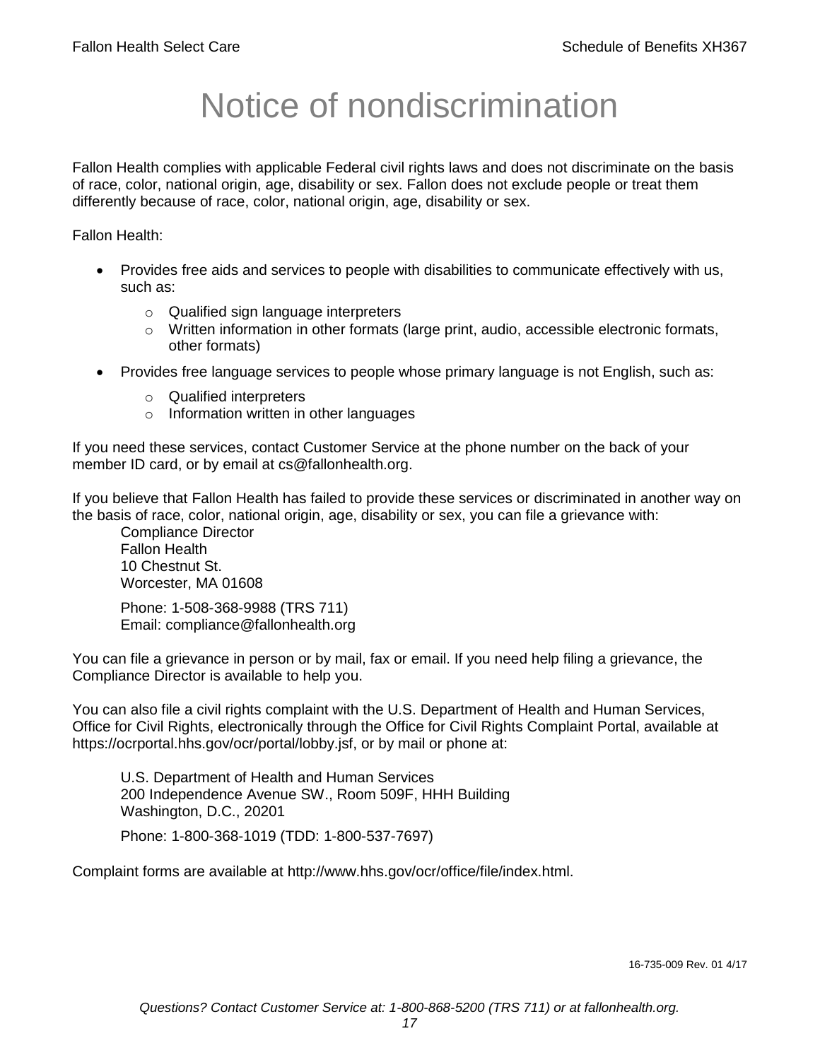# Notice of nondiscrimination

Fallon Health complies with applicable Federal civil rights laws and does not discriminate on the basis of race, color, national origin, age, disability or sex. Fallon does not exclude people or treat them differently because of race, color, national origin, age, disability or sex.

Fallon Health:

- Provides free aids and services to people with disabilities to communicate effectively with us, such as:
  - Qualified sign language interpreters
  - Written information in other formats (large print, audio, accessible electronic formats, other formats)
- Provides free language services to people whose primary language is not English, such as:
  - Qualified interpreters
  - Information written in other languages

If you need these services, contact Customer Service at the phone number on the back of your member ID card, or by email at cs@fallonhealth.org.

If you believe that Fallon Health has failed to provide these services or discriminated in another way on the basis of race, color, national origin, age, disability or sex, you can file a grievance with:

Compliance Director
Fallon Health
10 Chestnut St.
Worcester, MA 01608

Phone: 1-508-368-9988 (TRS 711)
Email: compliance@fallonhealth.org

You can file a grievance in person or by mail, fax or email. If you need help filing a grievance, the Compliance Director is available to help you.

You can also file a civil rights complaint with the U.S. Department of Health and Human Services, Office for Civil Rights, electronically through the Office for Civil Rights Complaint Portal, available at https://ocrportal.hhs.gov/ocr/portal/lobby.jsf, or by mail or phone at:

U.S. Department of Health and Human Services
200 Independence Avenue SW., Room 509F, HHH Building
Washington, D.C., 20201

Phone: 1-800-368-1019 (TDD: 1-800-537-7697)

Complaint forms are available at http://www.hhs.gov/ocr/office/file/index.html.

16-735-009 Rev. 01 4/17

*Questions? Contact Customer Service at: 1-800-868-5200 (TRS 711) or at fallonhealth.org.*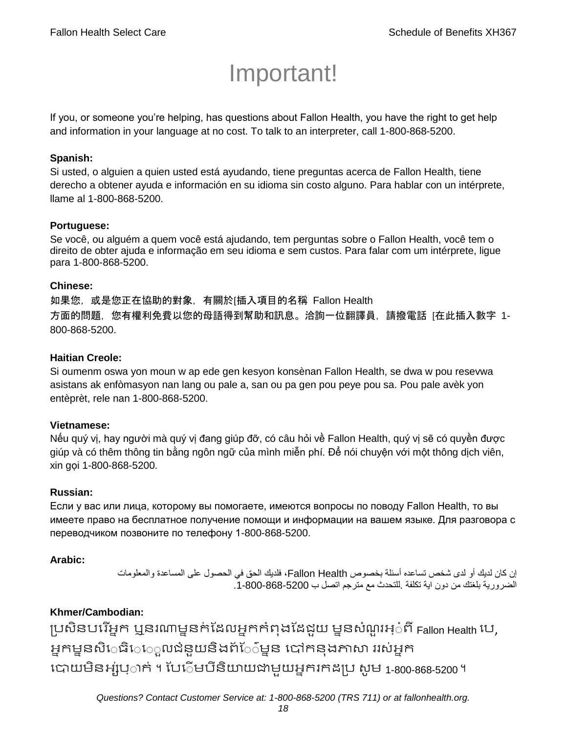# Important!

If you, or someone you're helping, has questions about Fallon Health, you have the right to get help and information in your language at no cost. To talk to an interpreter, call 1-800-868-5200.

**Spanish:**
Si usted, o alguien a quien usted está ayudando, tiene preguntas acerca de Fallon Health, tiene derecho a obtener ayuda e información en su idioma sin costo alguno. Para hablar con un intérprete, llame al 1-800-868-5200.

**Portuguese:**
Se você, ou alguém a quem você está ajudando, tem perguntas sobre o Fallon Health, você tem o direito de obter ajuda e informação em seu idioma e sem custos. Para falar com um intérprete, ligue para 1-800-868-5200.

**Chinese:**
如果您，或是您正在協助的對象，有關於[插入項目的名稱 Fallon Health 方面的問題，您有權利免費以您的母語得到幫助和訊息。洽詢一位翻譯員，請撥電話 [在此插入數字 1-800-868-5200.

**Haitian Creole:**
Si oumenm oswa yon moun w ap ede gen kesyon konsènan Fallon Health, se dwa w pou resevwa asistans ak enfòmasyon nan lang ou pale a, san ou pa gen pou peye pou sa. Pou pale avèk yon entèprèt, rele nan 1-800-868-5200.

**Vietnamese:**
Nếu quý vị, hay người mà quý vị đang giúp đỡ, có câu hỏi về Fallon Health, quý vị sẽ có quyền được giúp và có thêm thông tin bằng ngôn ngữ của mình miễn phí. Để nói chuyện với một thông dịch viên, xin gọi 1-800-868-5200.

**Russian:**
Если у вас или лица, которому вы помогаете, имеются вопросы по поводу Fallon Health, то вы имеете право на бесплатное получение помощи и информации на вашем языке. Для разговора с переводчиком позвоните по телефону 1-800-868-5200.

**Arabic:**
إن كان لديك أو لدى شخص تساعده أسئلة بخصوص Fallon Health، فلديك الحق في الحصول على المساعدة والمعلومات الضرورية بلغتك من دون اية تكلفة .للتحدث مع مترجم اتصل ب 1-800-868-5200.

**Khmer/Cambodian:**
ប្រសិនបរើអ្នក ឬនរណាម្នាក់ដែលអ្នកកំពុងដែជួយ ម្នានសំណួរអ្ំពី Fallon Health បេ, អ្នកម្ននសិេធិេេ្ទលជំនួយនិងព័ែ៌ម្នន បៅកនុងភាសា ររស់អ្នក បោយមិនអ្ស់បុ្ាក់ ។ បែេើមបីនិយាយជាមួយអ្នករកដប្រ សូម 1-800-868-5200 ។

*Questions? Contact Customer Service at: 1-800-868-5200 (TRS 711) or at fallonhealth.org.*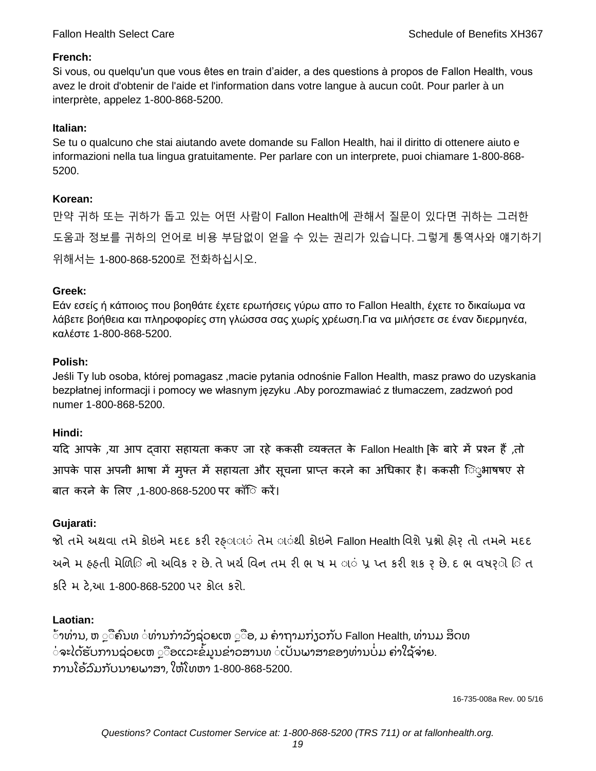**French:**
Si vous, ou quelqu'un que vous êtes en train d’aider, a des questions à propos de Fallon Health, vous avez le droit d'obtenir de l'aide et l'information dans votre langue à aucun coût. Pour parler à un interprète, appelez 1-800-868-5200.

**Italian:**
Se tu o qualcuno che stai aiutando avete domande su Fallon Health, hai il diritto di ottenere aiuto e informazioni nella tua lingua gratuitamente. Per parlare con un interprete, puoi chiamare 1-800-868-5200.

**Korean:**
만약 귀하 또는 귀하가 돕고 있는 어떤 사람이 Fallon Health에 관해서 질문이 있다면 귀하는 그러한 도움과 정보를 귀하의 언어로 비용 부담없이 얻을 수 있는 권리가 있습니다. 그렇게 통역사와 얘기하기 위해서는 1-800-868-5200로 전화하십시오.

**Greek:**
Εάν εσείς ή κάποιος που βοηθάτε έχετε ερωτήσεις γύρω απο το Fallon Health, έχετε το δικαίωμα να λάβετε βοήθεια και πληροφορίες στη γλώσσα σας χωρίς χρέωση.Για να μιλήσετε σε έναν διερμηνέα, καλέστε 1-800-868-5200.

**Polish:**
Jeśli Ty lub osoba, której pomagasz ,macie pytania odnośnie Fallon Health, masz prawo do uzyskania bezpłatnej informacji i pomocy we własnym języku .Aby porozmawiać z tłumaczem, zadzwoń pod numer 1-800-868-5200.

**Hindi:**
यदि आपके ,या आप द्वारा सहायता ककए जा रहे ककसी व्यक्तत के Fallon Health [के बारे में प्रश्न हैं ,तो आपके पास अपनी भाषा में मुफ्त में सहायता और सूचना प्राप्त करने का अधिकार है। ककसी िुभाषषए से बात करने के लिए ,1-800-868-5200 पर कॉि करें।

**Gujarati:**
જો તમે અથવા તમે કોઇને મદદ કરી રહ્યાં છો તેમ ાંથી કોઇને Fallon Health વિશે પ્રશ્નો હોર્ તો તમને મદદ અને મ હિતી મેળિિ નો અવિક ર છે. તે ખર્ચ વિન તમ રી ભ ષ મ ાં પ્ર પ્ત કરી શક ર્ છે. દ ભ વષર્ો િ ત કરિ મ ટે,આ 1-800-868-5200 પર કોલ કરો.

**Laotian:**
້າທ່ານ, ຫ ຼືຄົນທ ່ທ່ານກໍາລັງຊ່ວຍເຫ ຼືອ, ມ ຄໍາຖາມກ່ຽວກັບ Fallon Health, ທ່ານມ ສິດທ ່ຈະໄດ້ຮັບການຊ່ວຍເຫ ຼືອແລະຂໍ້ມູນຂ່າວສານທ ່ເປັນພາສາຂອງທ່ານບໍ່ມ ຄ່າໃຊ້ຈ່າຍ. ການໂອ້ລົມກັບນາຍພາສາ, ໃຫ້ໂທຫາ 1-800-868-5200.

16-735-008a Rev. 00 5/16